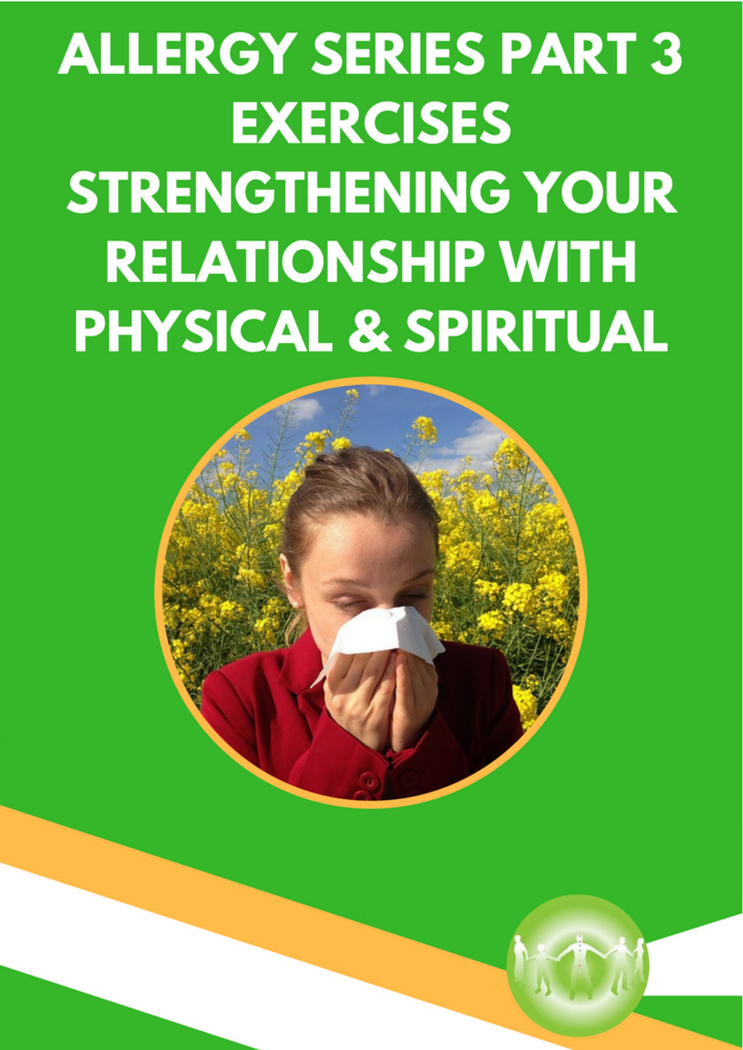# ALLERGY SERIES PART 3 EXERCISES STRENGTHENING YOUR RELATIONSHIP WITH PHYSICAL & SPIRITUAL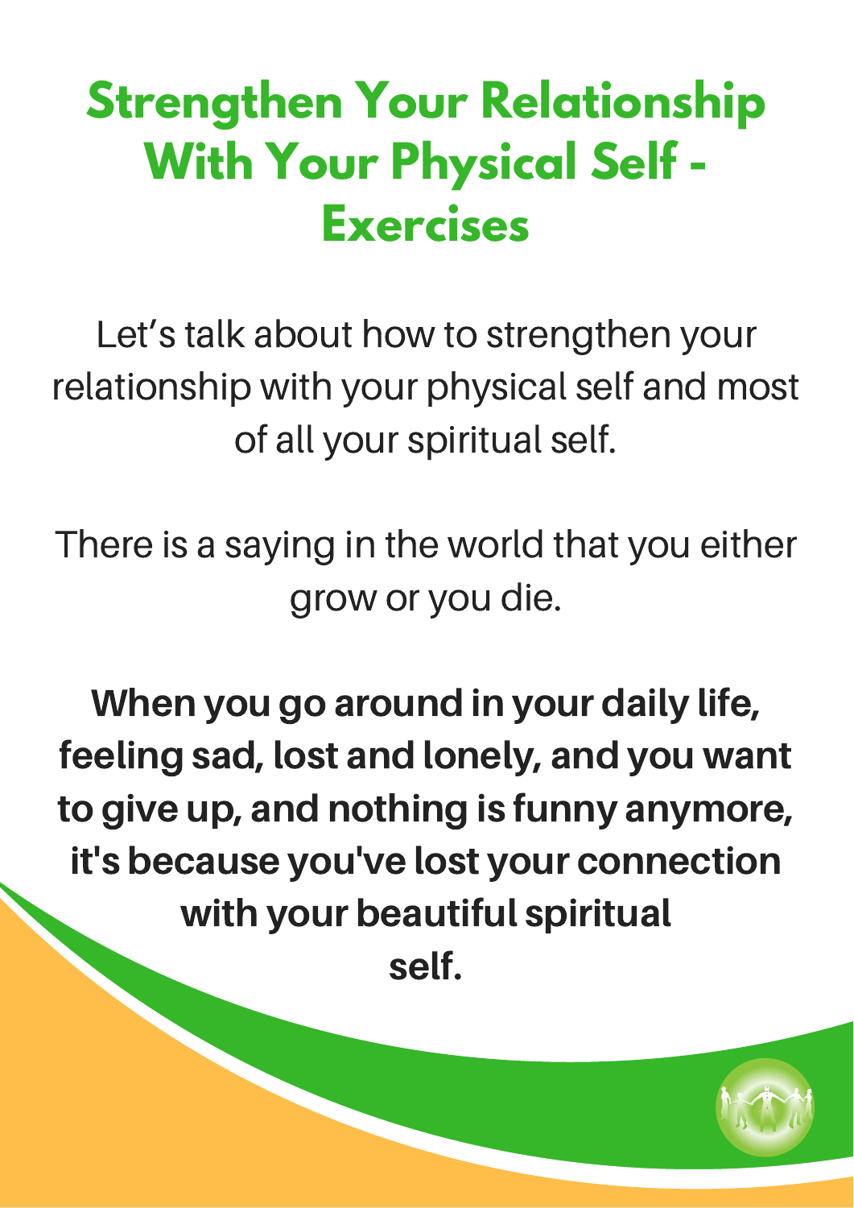# Strengthen Your Relationship With Your Physical Self - Exercises

Let's talk about how to strengthen your relationship with your physical self and most of all your spiritual self.

There is a saying in the world that you either grow or you die.

**When you go around in your daily life, feeling sad, lost and lonely, and you want to give up, and nothing is funny anymore, it's because you've lost your connection with your beautiful spiritual self.**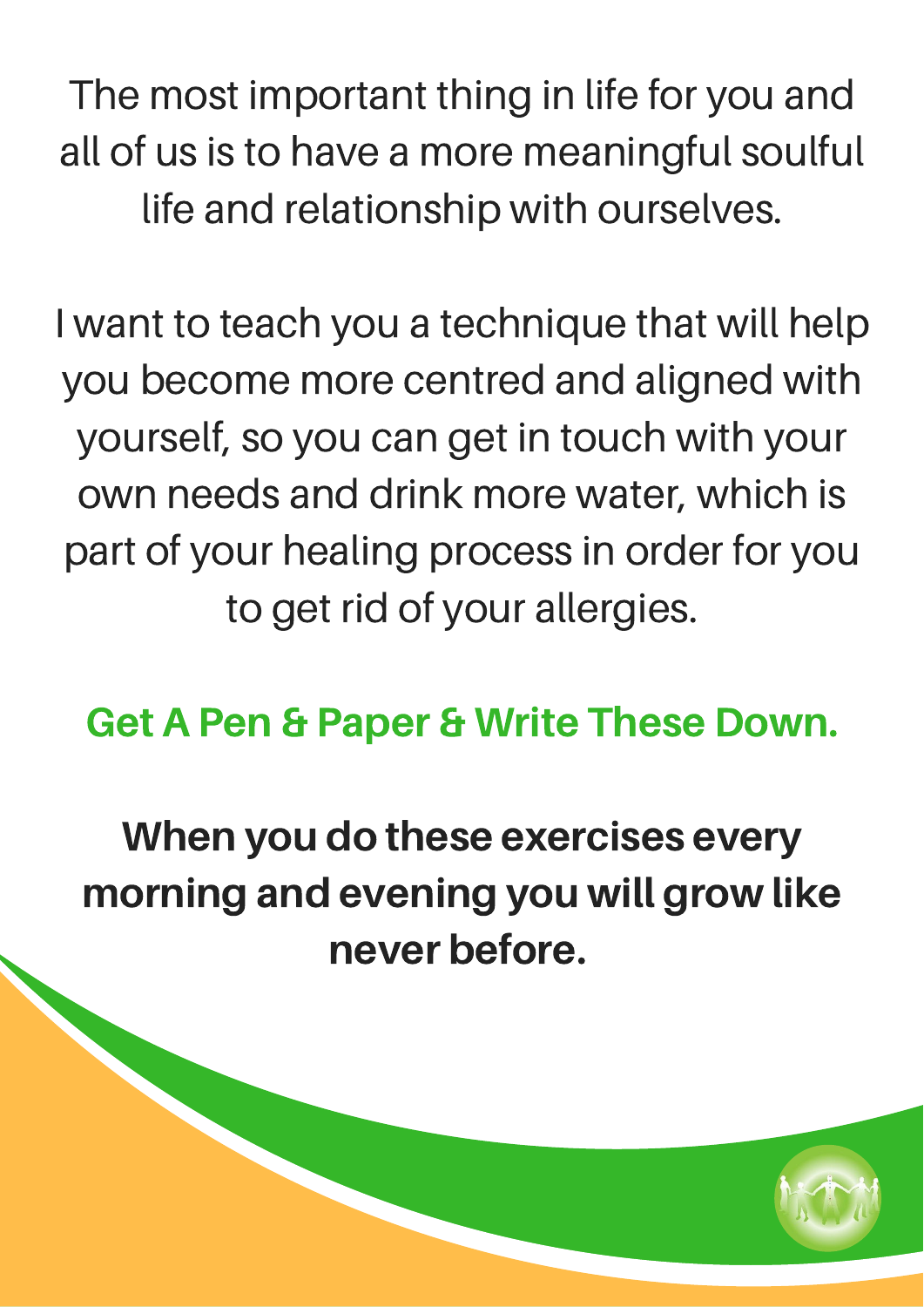The most important thing in life for you and all of us is to have a more meaningful soulful life and relationship with ourselves.

I want to teach you a technique that will help you become more centred and aligned with yourself, so you can get in touch with your own needs and drink more water, which is part of your healing process in order for you to get rid of your allergies.

## Get A Pen & Paper & Write These Down.

**When you do these exercises every morning and evening you will grow like never before.**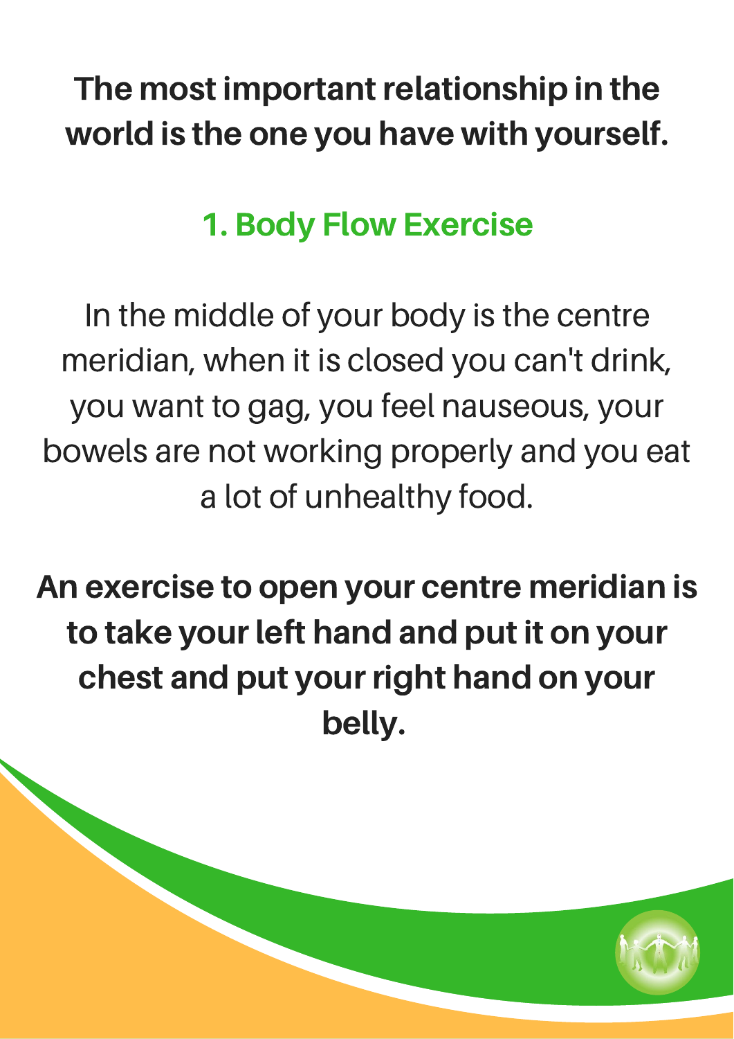**The most important relationship in the world is the one you have with yourself.**

## 1. Body Flow Exercise

In the middle of your body is the centre meridian, when it is closed you can't drink, you want to gag, you feel nauseous, your bowels are not working properly and you eat a lot of unhealthy food.

**An exercise to open your centre meridian is to take your left hand and put it on your chest and put your right hand on your belly.**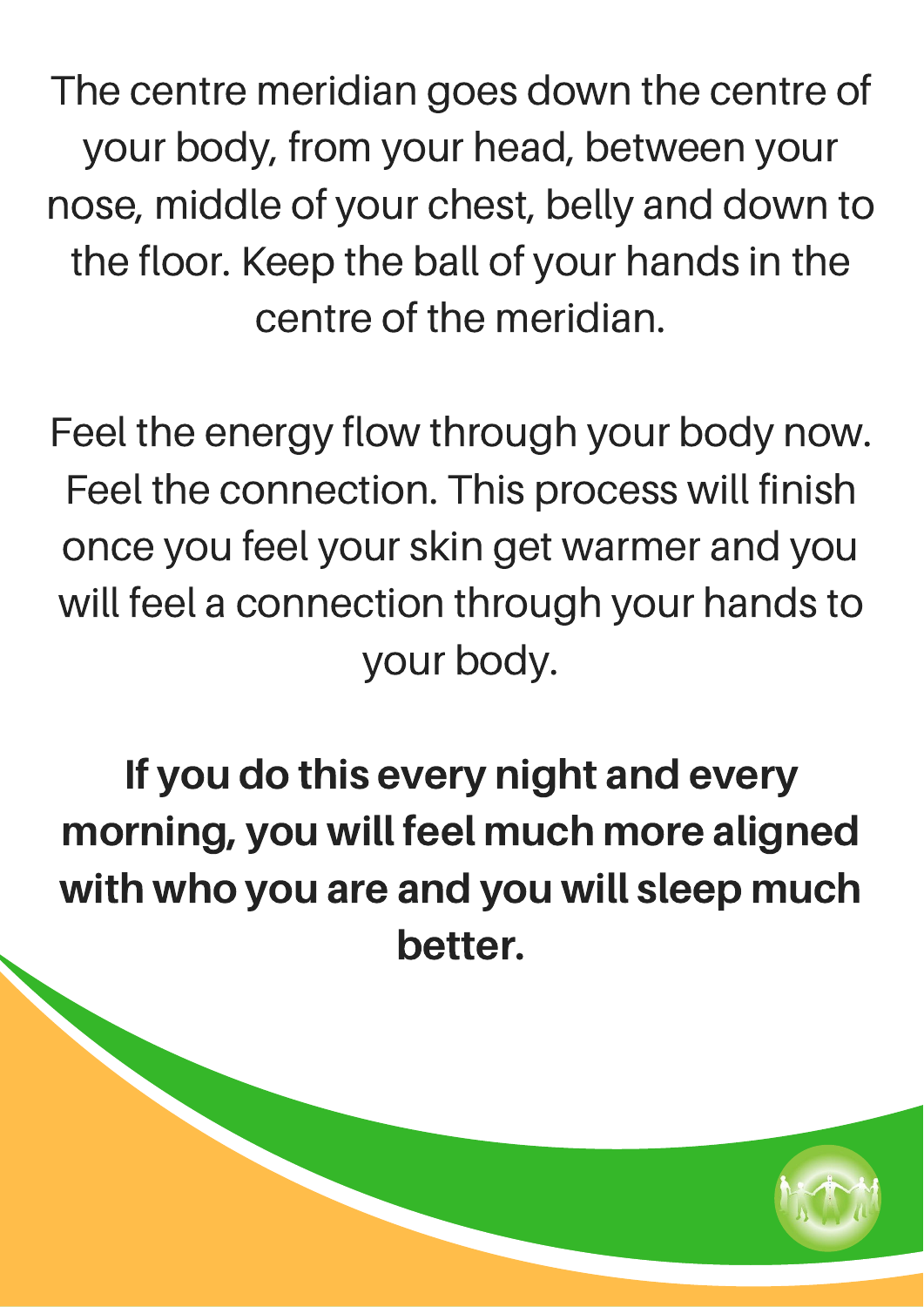The centre meridian goes down the centre of your body, from your head, between your nose, middle of your chest, belly and down to the floor. Keep the ball of your hands in the centre of the meridian.

Feel the energy flow through your body now. Feel the connection. This process will finish once you feel your skin get warmer and you will feel a connection through your hands to your body.

**If you do this every night and every morning, you will feel much more aligned with who you are and you will sleep much better.**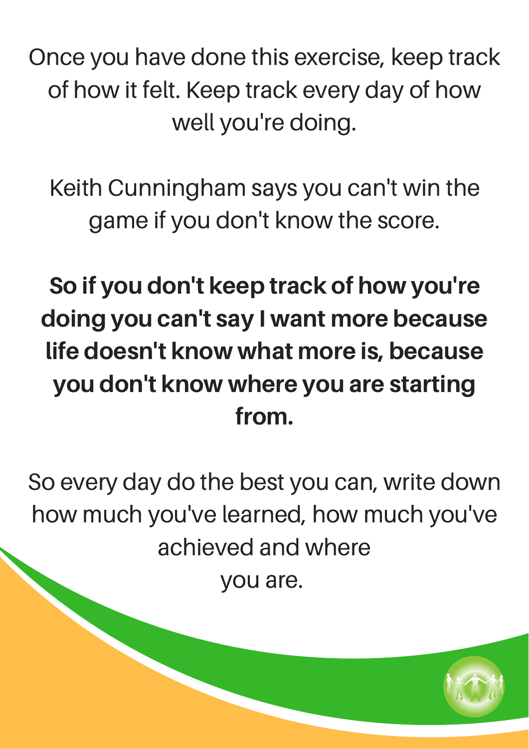Once you have done this exercise, keep track of how it felt. Keep track every day of how well you're doing.

Keith Cunningham says you can't win the game if you don't know the score.

**So if you don't keep track of how you're doing you can't say I want more because life doesn't know what more is, because you don't know where you are starting from.**

So every day do the best you can, write down how much you've learned, how much you've achieved and where you are.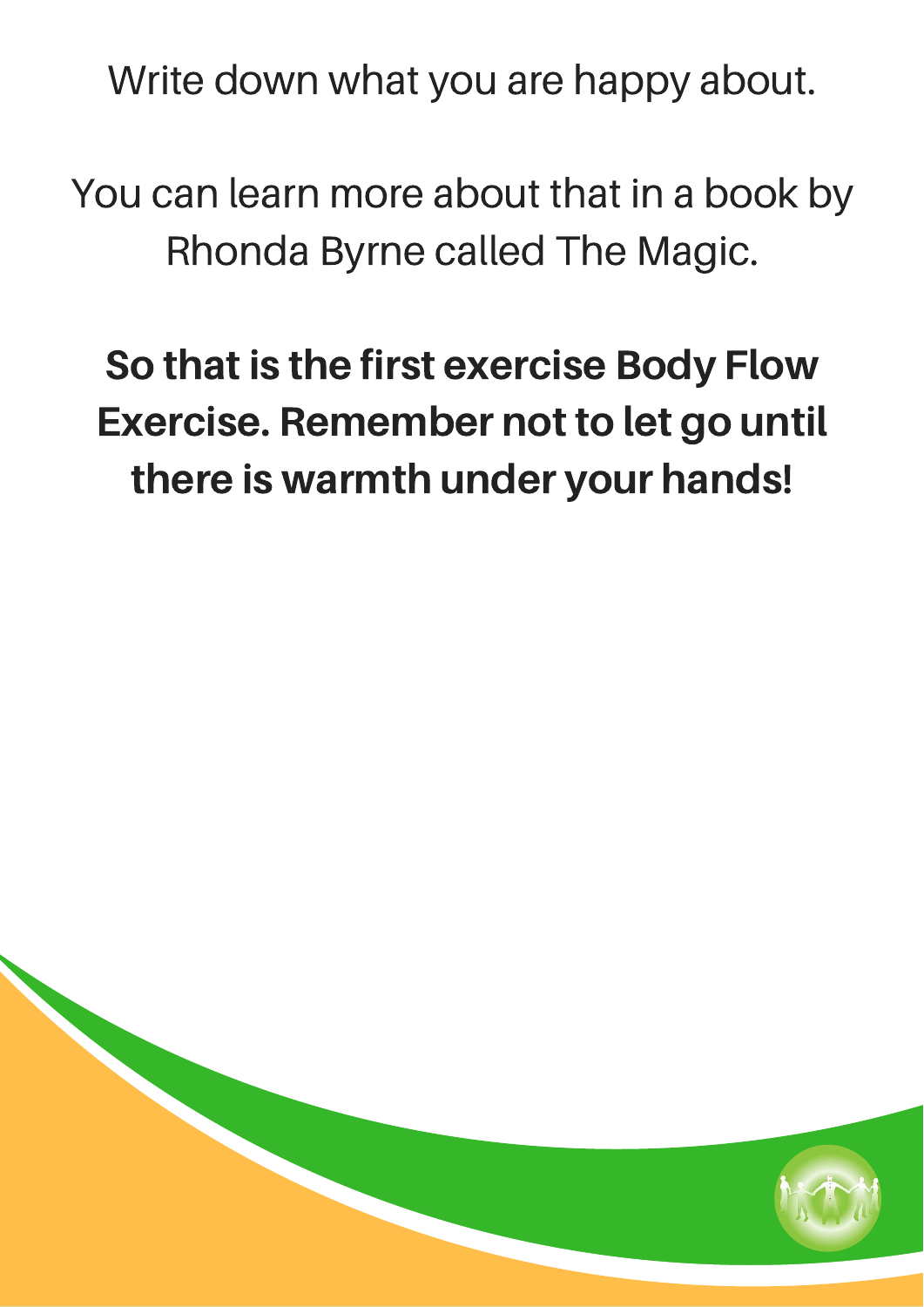Write down what you are happy about.

You can learn more about that in a book by Rhonda Byrne called The Magic.

**So that is the first exercise Body Flow Exercise. Remember not to let go until there is warmth under your hands!**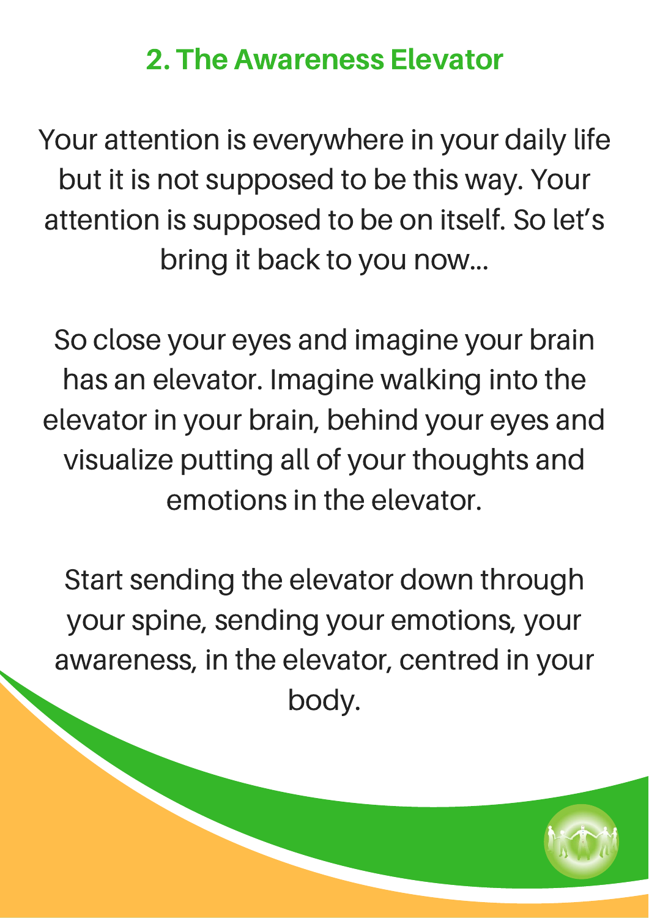## 2. The Awareness Elevator

Your attention is everywhere in your daily life but it is not supposed to be this way. Your attention is supposed to be on itself. So let's bring it back to you now...

So close your eyes and imagine your brain has an elevator. Imagine walking into the elevator in your brain, behind your eyes and visualize putting all of your thoughts and emotions in the elevator.

Start sending the elevator down through your spine, sending your emotions, your awareness, in the elevator, centred in your body.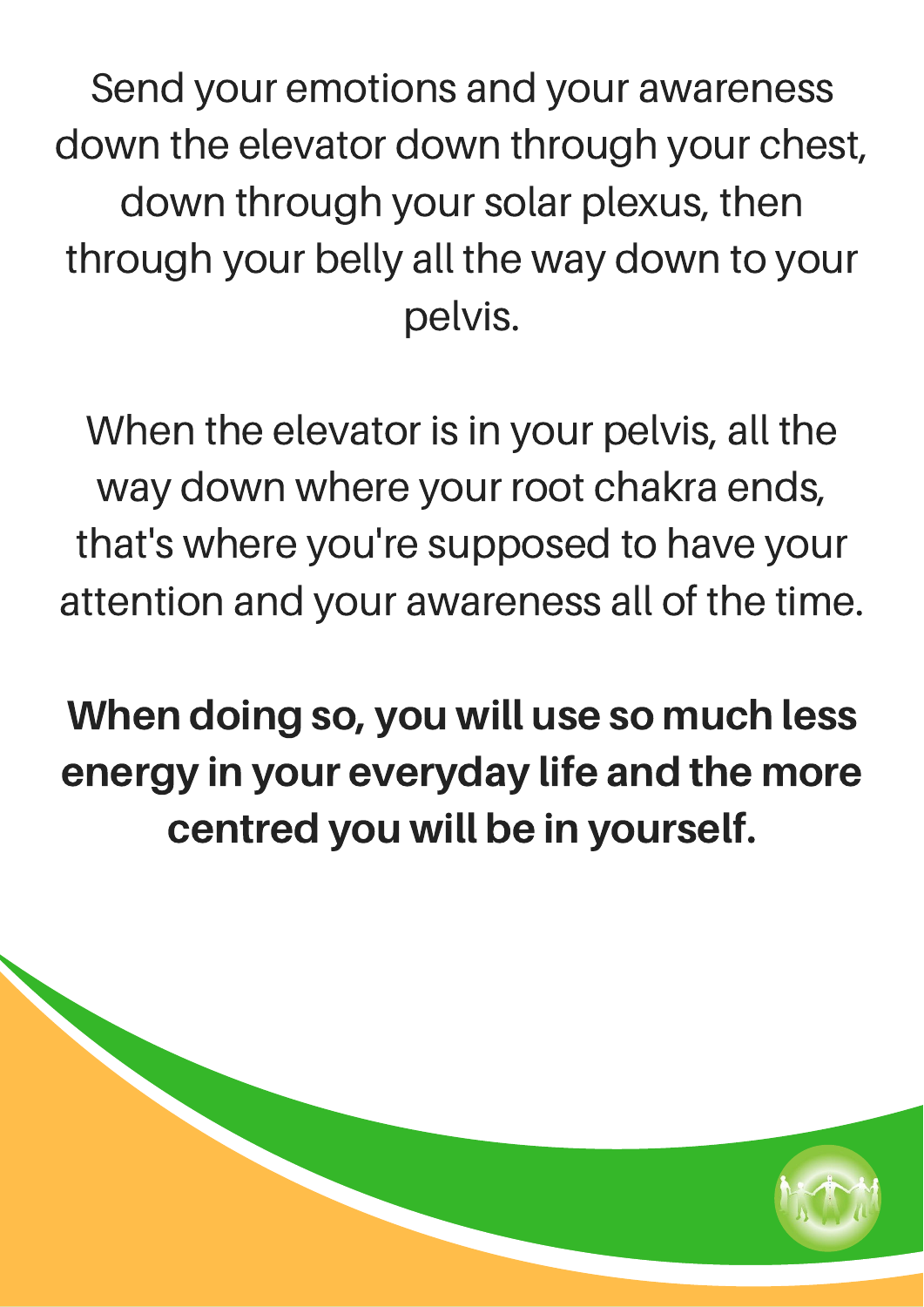Send your emotions and your awareness down the elevator down through your chest, down through your solar plexus, then through your belly all the way down to your pelvis.

When the elevator is in your pelvis, all the way down where your root chakra ends, that's where you're supposed to have your attention and your awareness all of the time.

**When doing so, you will use so much less energy in your everyday life and the more centred you will be in yourself.**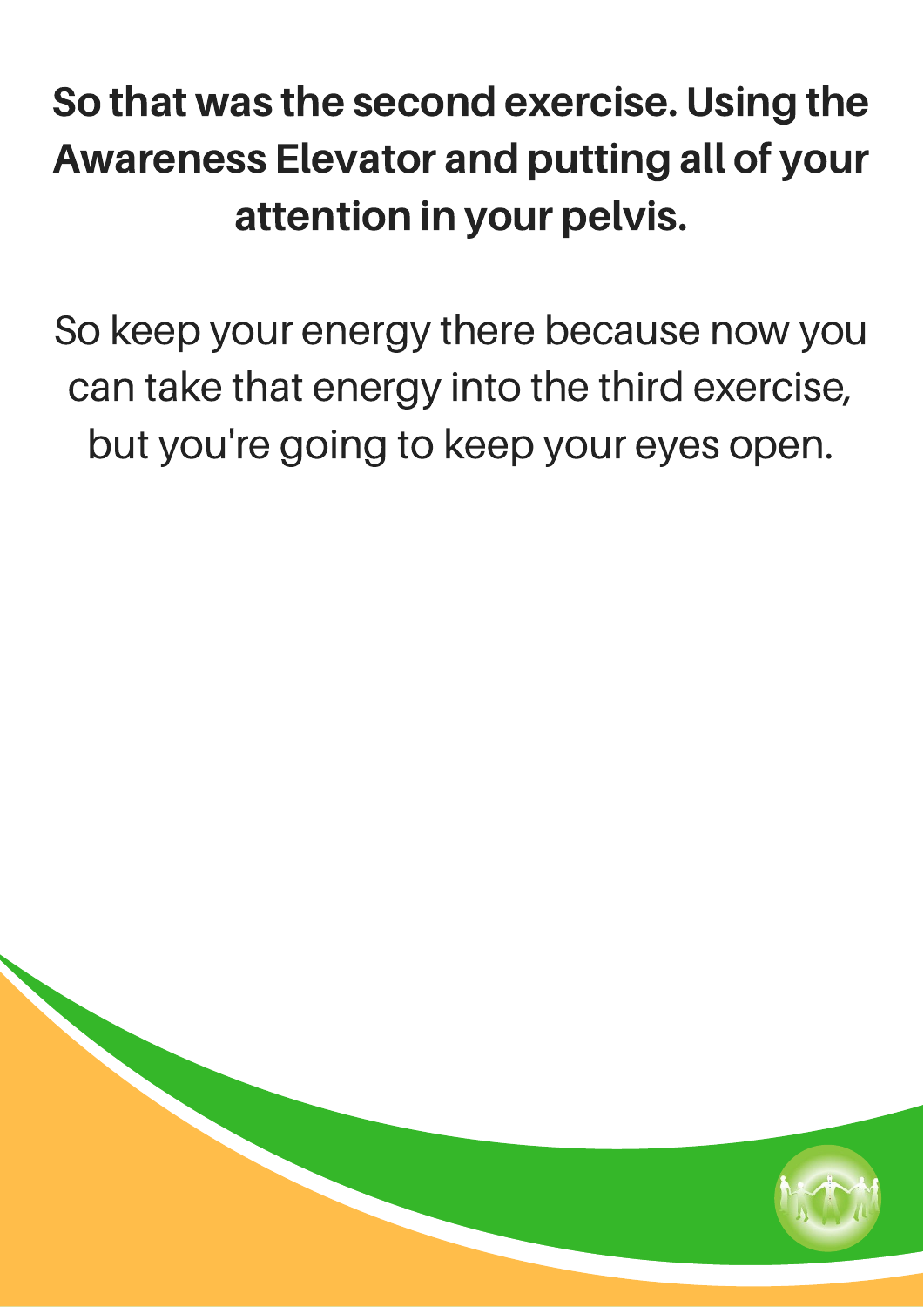**So that was the second exercise. Using the Awareness Elevator and putting all of your attention in your pelvis.**

So keep your energy there because now you can take that energy into the third exercise, but you're going to keep your eyes open.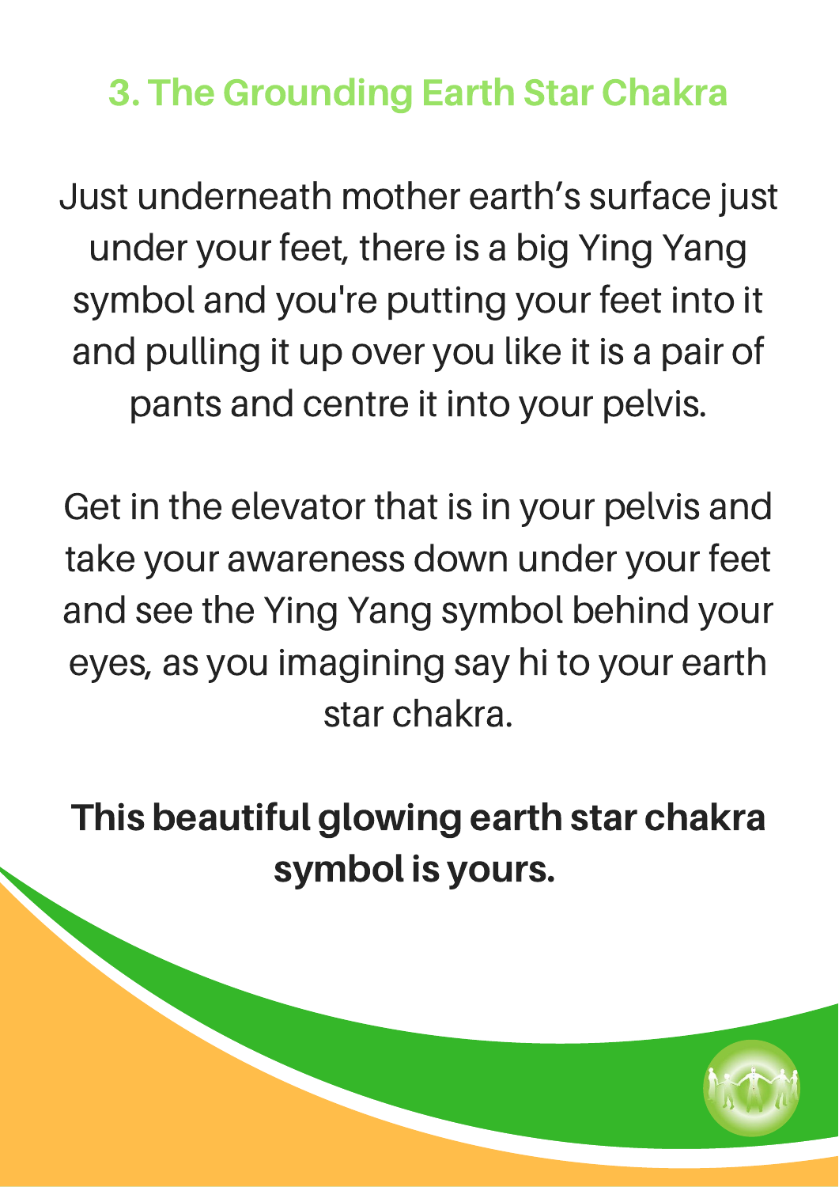## 3. The Grounding Earth Star Chakra

Just underneath mother earth's surface just under your feet, there is a big Ying Yang symbol and you're putting your feet into it and pulling it up over you like it is a pair of pants and centre it into your pelvis.

Get in the elevator that is in your pelvis and take your awareness down under your feet and see the Ying Yang symbol behind your eyes, as you imagining say hi to your earth star chakra.

**This beautiful glowing earth star chakra symbol is yours.**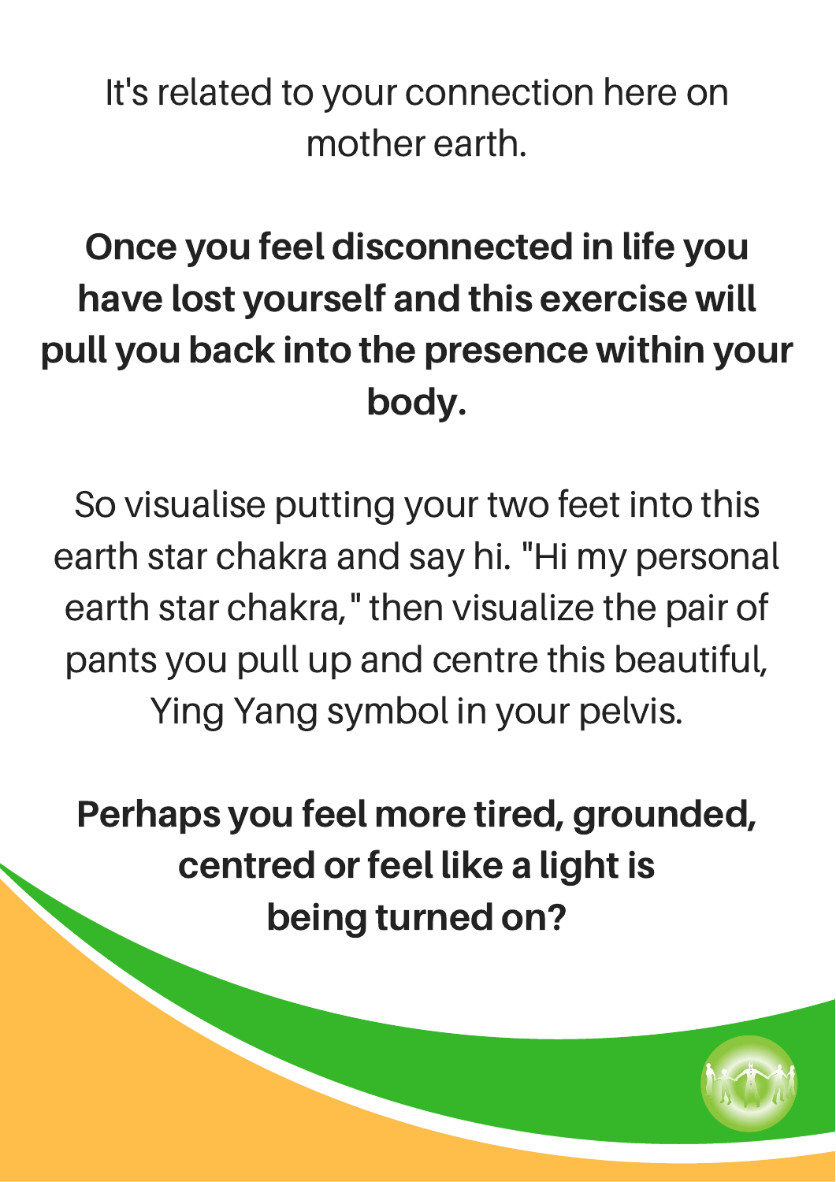It's related to your connection here on mother earth.

**Once you feel disconnected in life you have lost yourself and this exercise will pull you back into the presence within your body.**

So visualise putting your two feet into this earth star chakra and say hi. "Hi my personal earth star chakra," then visualize the pair of pants you pull up and centre this beautiful, Ying Yang symbol in your pelvis.

**Perhaps you feel more tired, grounded, centred or feel like a light is being turned on?**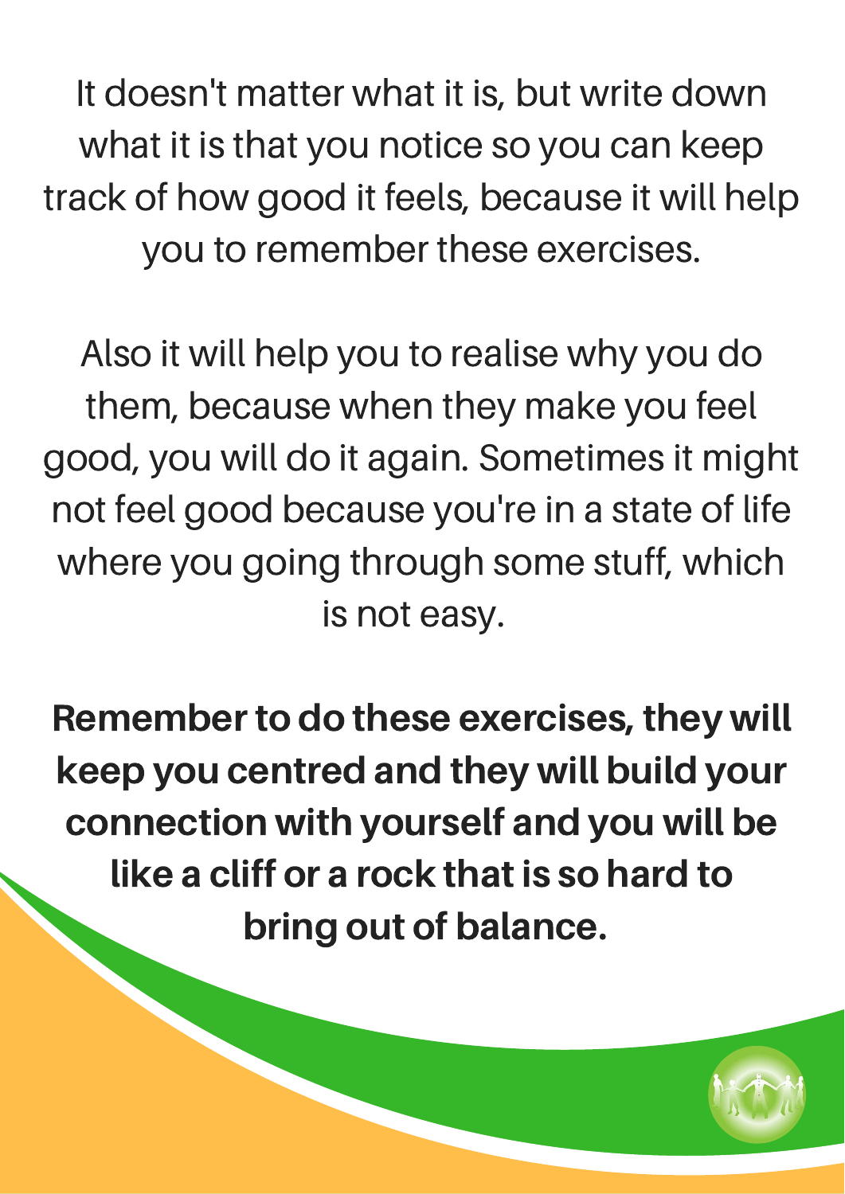It doesn't matter what it is, but write down what it is that you notice so you can keep track of how good it feels, because it will help you to remember these exercises.

Also it will help you to realise why you do them, because when they make you feel good, you will do it again. Sometimes it might not feel good because you're in a state of life where you going through some stuff, which is not easy.

**Remember to do these exercises, they will keep you centred and they will build your connection with yourself and you will be like a cliff or a rock that is so hard to bring out of balance.**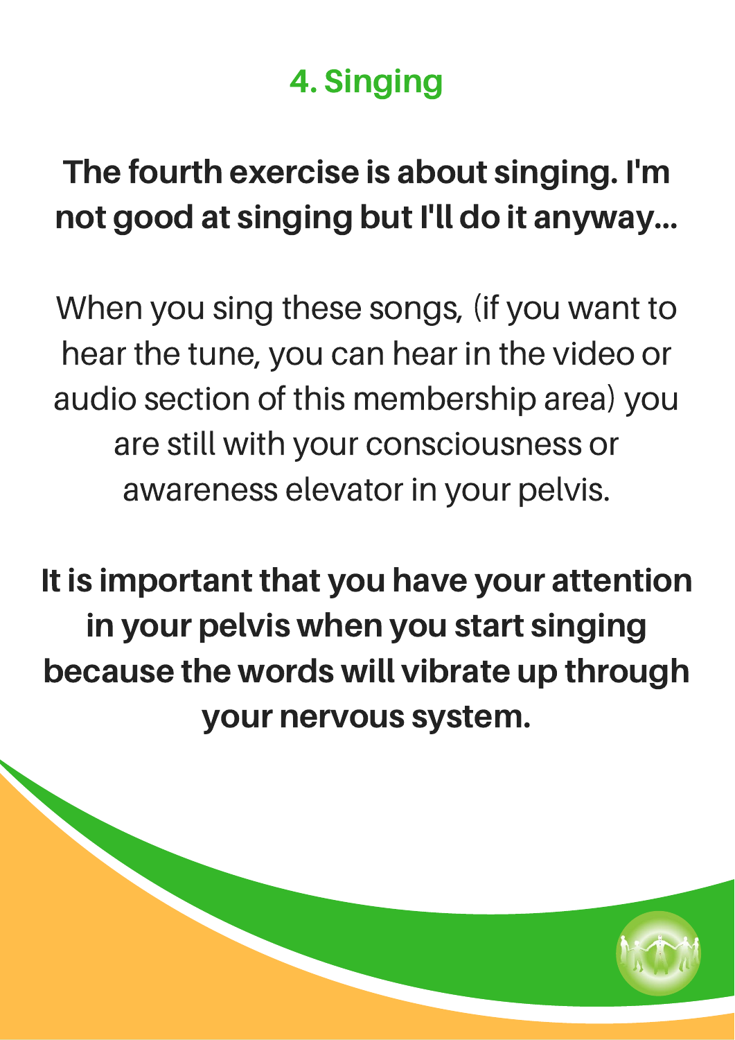## 4. Singing

**The fourth exercise is about singing. I'm not good at singing but I'll do it anyway...**

When you sing these songs, (if you want to hear the tune, you can hear in the video or audio section of this membership area) you are still with your consciousness or awareness elevator in your pelvis.

**It is important that you have your attention in your pelvis when you start singing because the words will vibrate up through your nervous system.**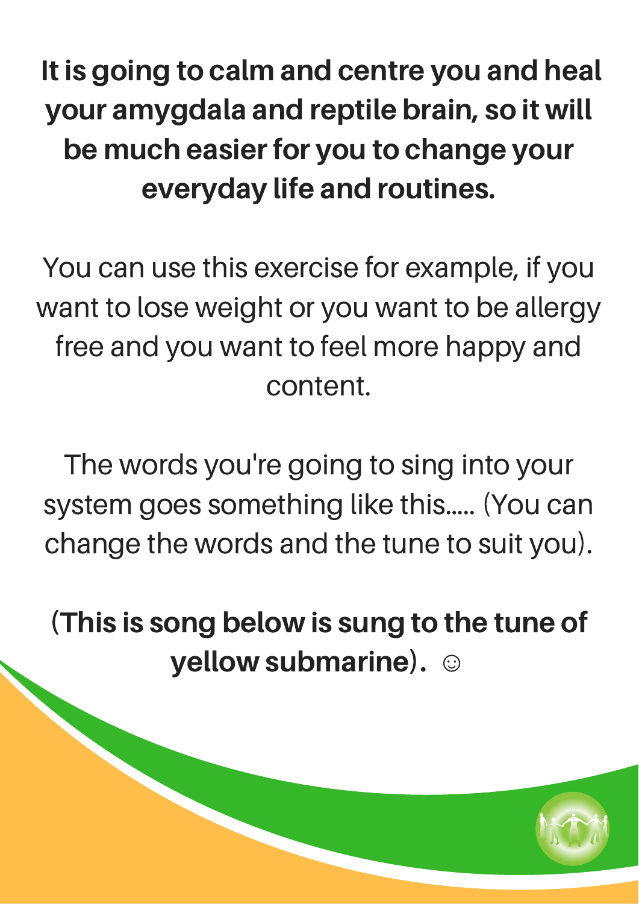**It is going to calm and centre you and heal your amygdala and reptile brain, so it will be much easier for you to change your everyday life and routines.**

You can use this exercise for example, if you want to lose weight or you want to be allergy free and you want to feel more happy and content.

The words you're going to sing into your system goes something like this..... (You can change the words and the tune to suit you).

(**This is song below is sung to the tune of yellow submarine**). ☺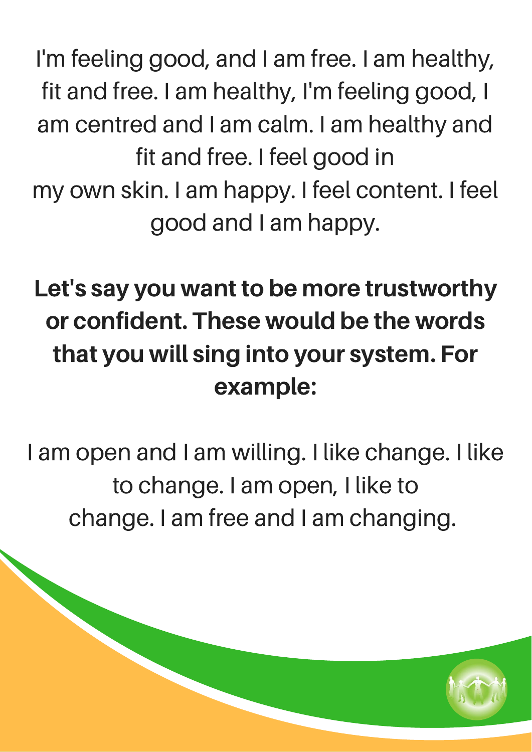I'm feeling good, and I am free. I am healthy, fit and free. I am healthy, I'm feeling good, I am centred and I am calm. I am healthy and fit and free. I feel good in my own skin. I am happy. I feel content. I feel good and I am happy.

**Let's say you want to be more trustworthy or confident. These would be the words that you will sing into your system. For example:**

I am open and I am willing. I like change. I like to change. I am open, I like to change. I am free and I am changing.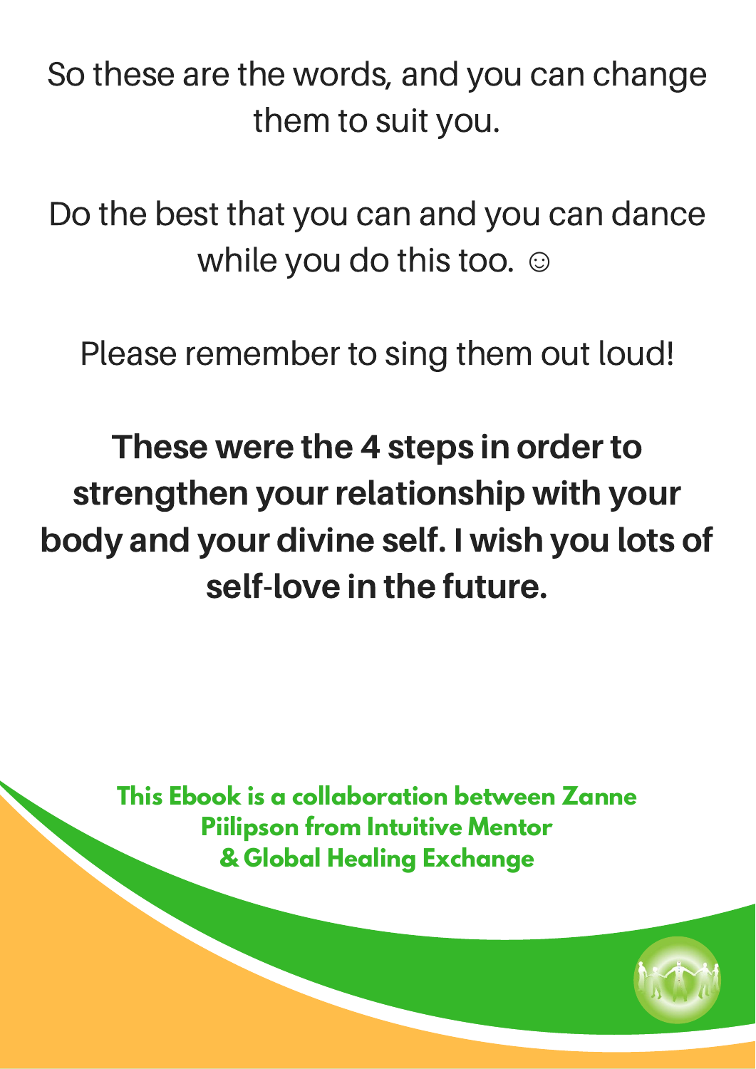So these are the words, and you can change them to suit you.

Do the best that you can and you can dance while you do this too. ☺

Please remember to sing them out loud!

**These were the 4 steps in order to strengthen your relationship with your body and your divine self. I wish you lots of self-love in the future.**

**This Ebook is a collaboration between Zanne Piilipson from Intuitive Mentor & Global Healing Exchange**